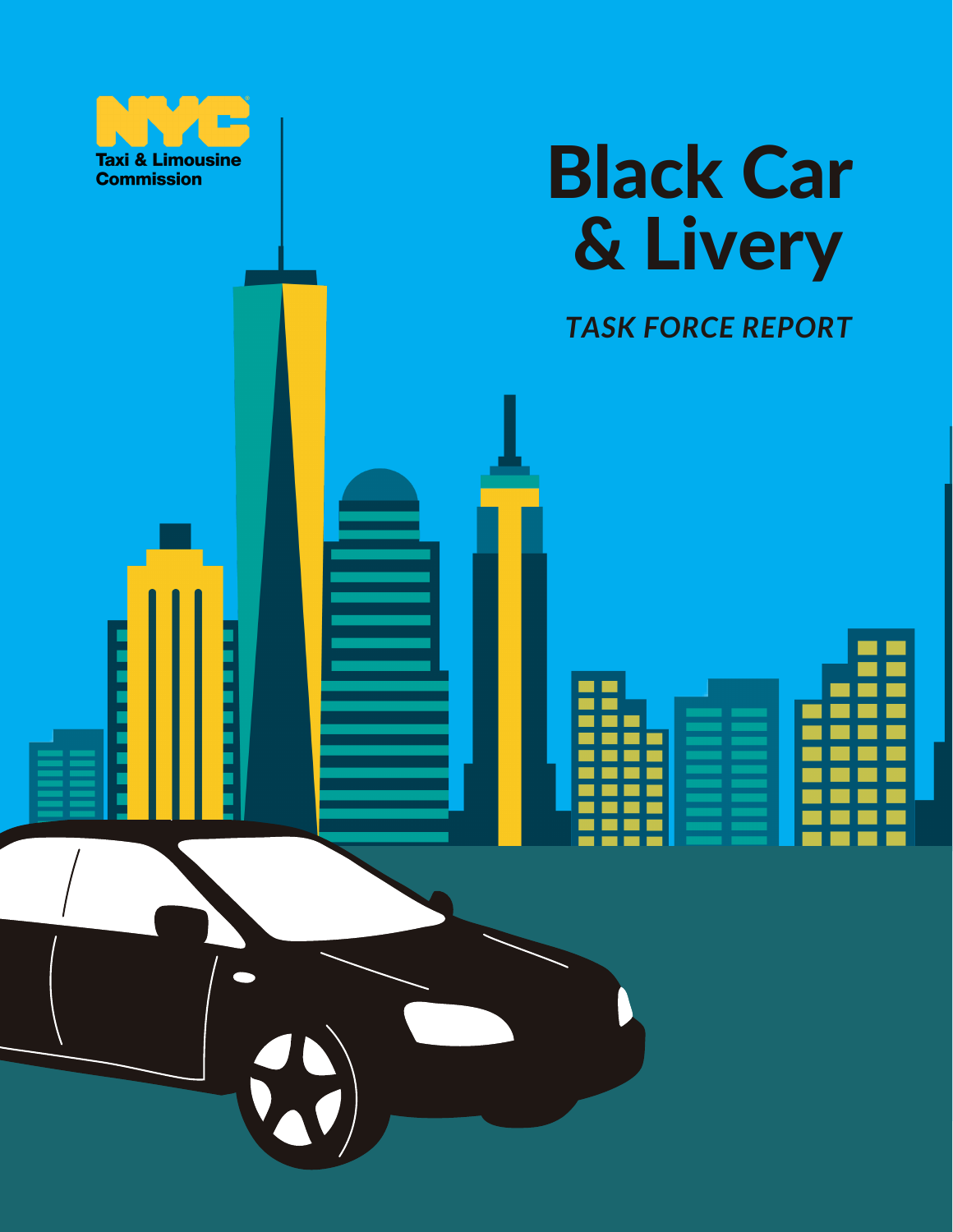NYC Taxi & Limousine Commission

# Black Car & Livery

*TASK FORCE REPORT*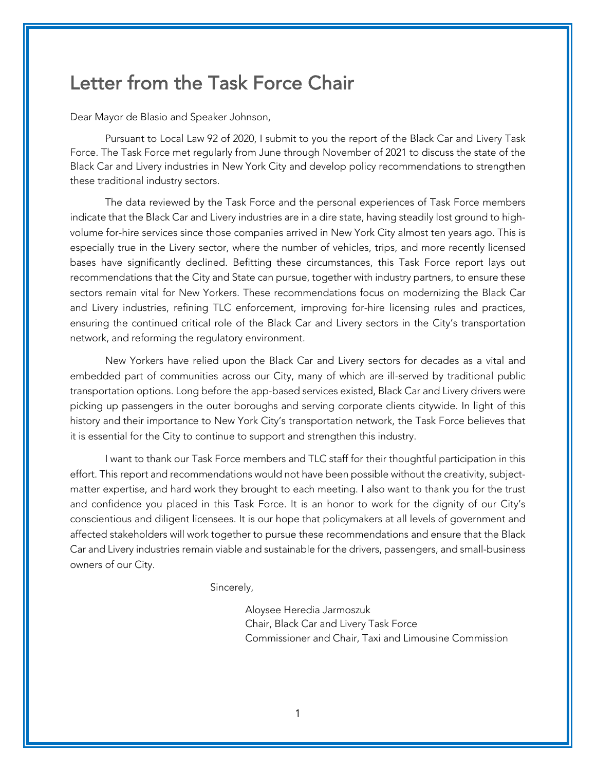# Letter from the Task Force Chair

Dear Mayor de Blasio and Speaker Johnson,

Pursuant to Local Law 92 of 2020, I submit to you the report of the Black Car and Livery Task Force. The Task Force met regularly from June through November of 2021 to discuss the state of the Black Car and Livery industries in New York City and develop policy recommendations to strengthen these traditional industry sectors.

The data reviewed by the Task Force and the personal experiences of Task Force members indicate that the Black Car and Livery industries are in a dire state, having steadily lost ground to high-volume for-hire services since those companies arrived in New York City almost ten years ago. This is especially true in the Livery sector, where the number of vehicles, trips, and more recently licensed bases have significantly declined. Befitting these circumstances, this Task Force report lays out recommendations that the City and State can pursue, together with industry partners, to ensure these sectors remain vital for New Yorkers. These recommendations focus on modernizing the Black Car and Livery industries, refining TLC enforcement, improving for-hire licensing rules and practices, ensuring the continued critical role of the Black Car and Livery sectors in the City's transportation network, and reforming the regulatory environment.

New Yorkers have relied upon the Black Car and Livery sectors for decades as a vital and embedded part of communities across our City, many of which are ill-served by traditional public transportation options. Long before the app-based services existed, Black Car and Livery drivers were picking up passengers in the outer boroughs and serving corporate clients citywide. In light of this history and their importance to New York City's transportation network, the Task Force believes that it is essential for the City to continue to support and strengthen this industry.

I want to thank our Task Force members and TLC staff for their thoughtful participation in this effort. This report and recommendations would not have been possible without the creativity, subject-matter expertise, and hard work they brought to each meeting. I also want to thank you for the trust and confidence you placed in this Task Force. It is an honor to work for the dignity of our City's conscientious and diligent licensees. It is our hope that policymakers at all levels of government and affected stakeholders will work together to pursue these recommendations and ensure that the Black Car and Livery industries remain viable and sustainable for the drivers, passengers, and small-business owners of our City.

Sincerely,

Aloysee Heredia Jarmoszuk
Chair, Black Car and Livery Task Force
Commissioner and Chair, Taxi and Limousine Commission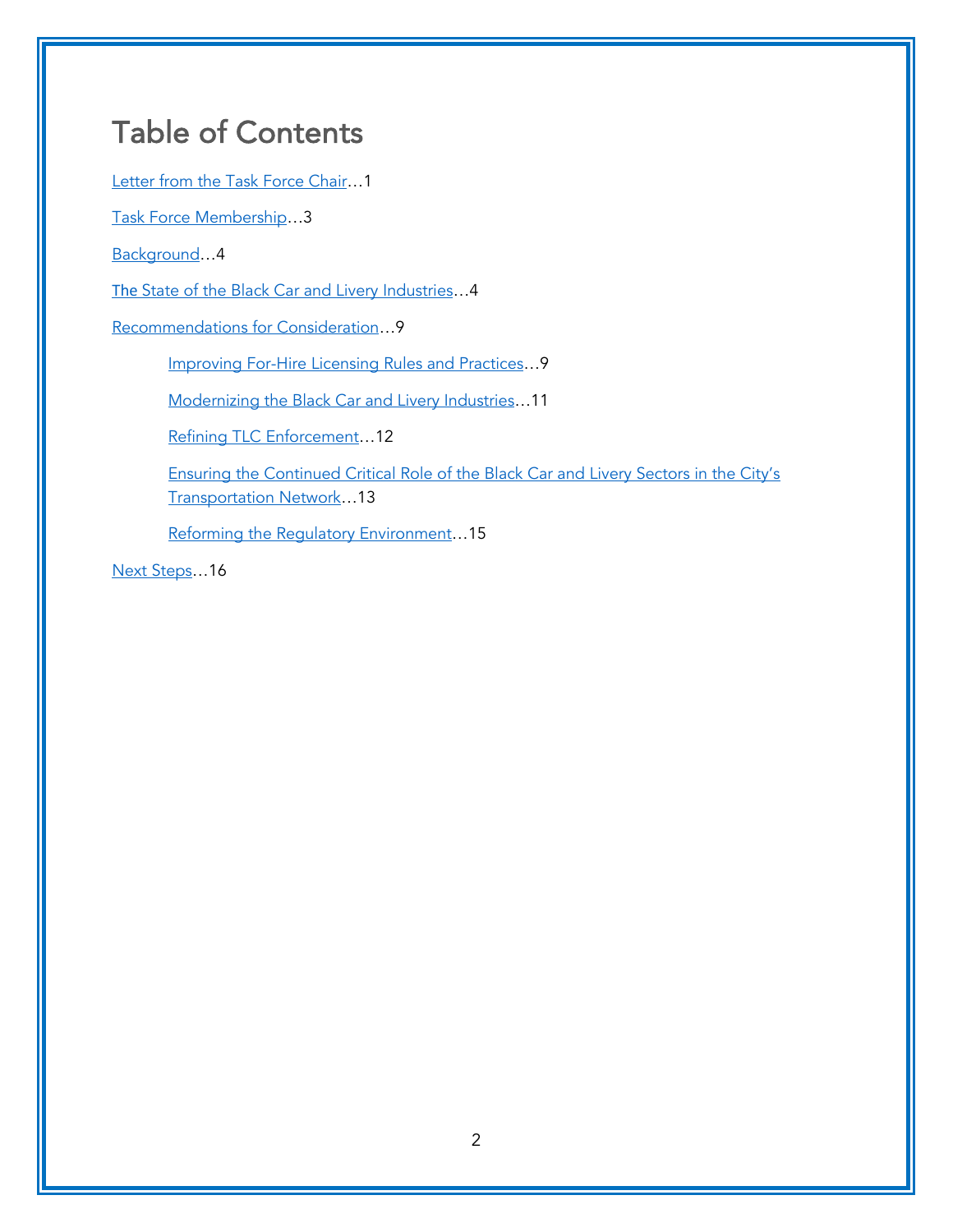# Table of Contents

Letter from the Task Force Chair…1

Task Force Membership…3

Background…4

The State of the Black Car and Livery Industries…4

Recommendations for Consideration…9

- Improving For-Hire Licensing Rules and Practices…9
- Modernizing the Black Car and Livery Industries…11
- Refining TLC Enforcement…12
- Ensuring the Continued Critical Role of the Black Car and Livery Sectors in the City's Transportation Network…13
- Reforming the Regulatory Environment…15

Next Steps…16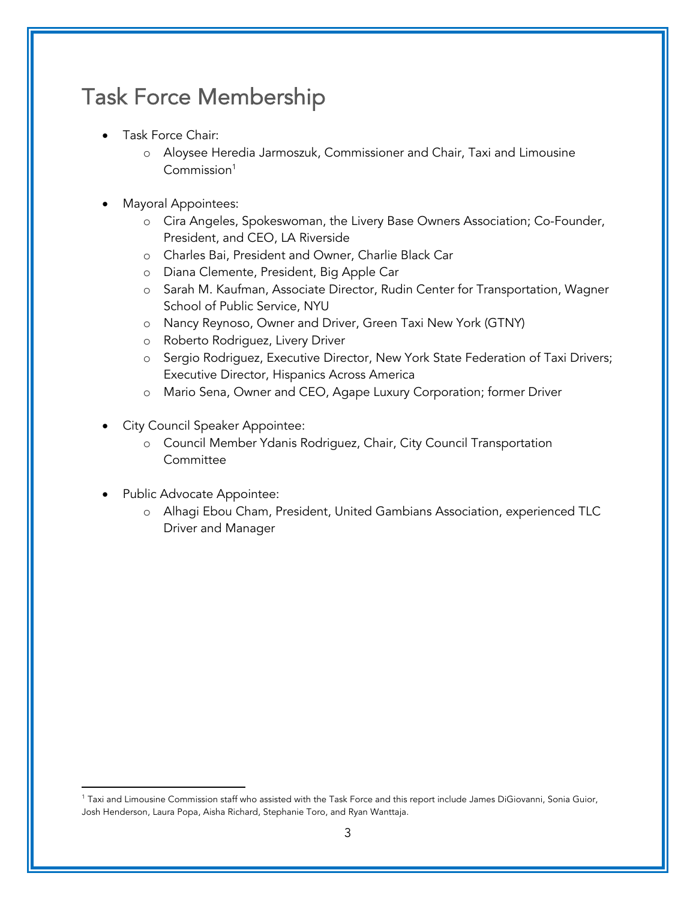# Task Force Membership

- Task Force Chair:
    - Aloysee Heredia Jarmoszuk, Commissioner and Chair, Taxi and Limousine Commission[1]

- Mayoral Appointees:
    - Cira Angeles, Spokeswoman, the Livery Base Owners Association; Co-Founder, President, and CEO, LA Riverside
    - Charles Bai, President and Owner, Charlie Black Car
    - Diana Clemente, President, Big Apple Car
    - Sarah M. Kaufman, Associate Director, Rudin Center for Transportation, Wagner School of Public Service, NYU
    - Nancy Reynoso, Owner and Driver, Green Taxi New York (GTNY)
    - Roberto Rodriguez, Livery Driver
    - Sergio Rodriguez, Executive Director, New York State Federation of Taxi Drivers; Executive Director, Hispanics Across America
    - Mario Sena, Owner and CEO, Agape Luxury Corporation; former Driver

- City Council Speaker Appointee:
    - Council Member Ydanis Rodriguez, Chair, City Council Transportation Committee

- Public Advocate Appointee:
    - Alhagi Ebou Cham, President, United Gambians Association, experienced TLC Driver and Manager

[1] Taxi and Limousine Commission staff who assisted with the Task Force and this report include James DiGiovanni, Sonia Guior, Josh Henderson, Laura Popa, Aisha Richard, Stephanie Toro, and Ryan Wanttaja.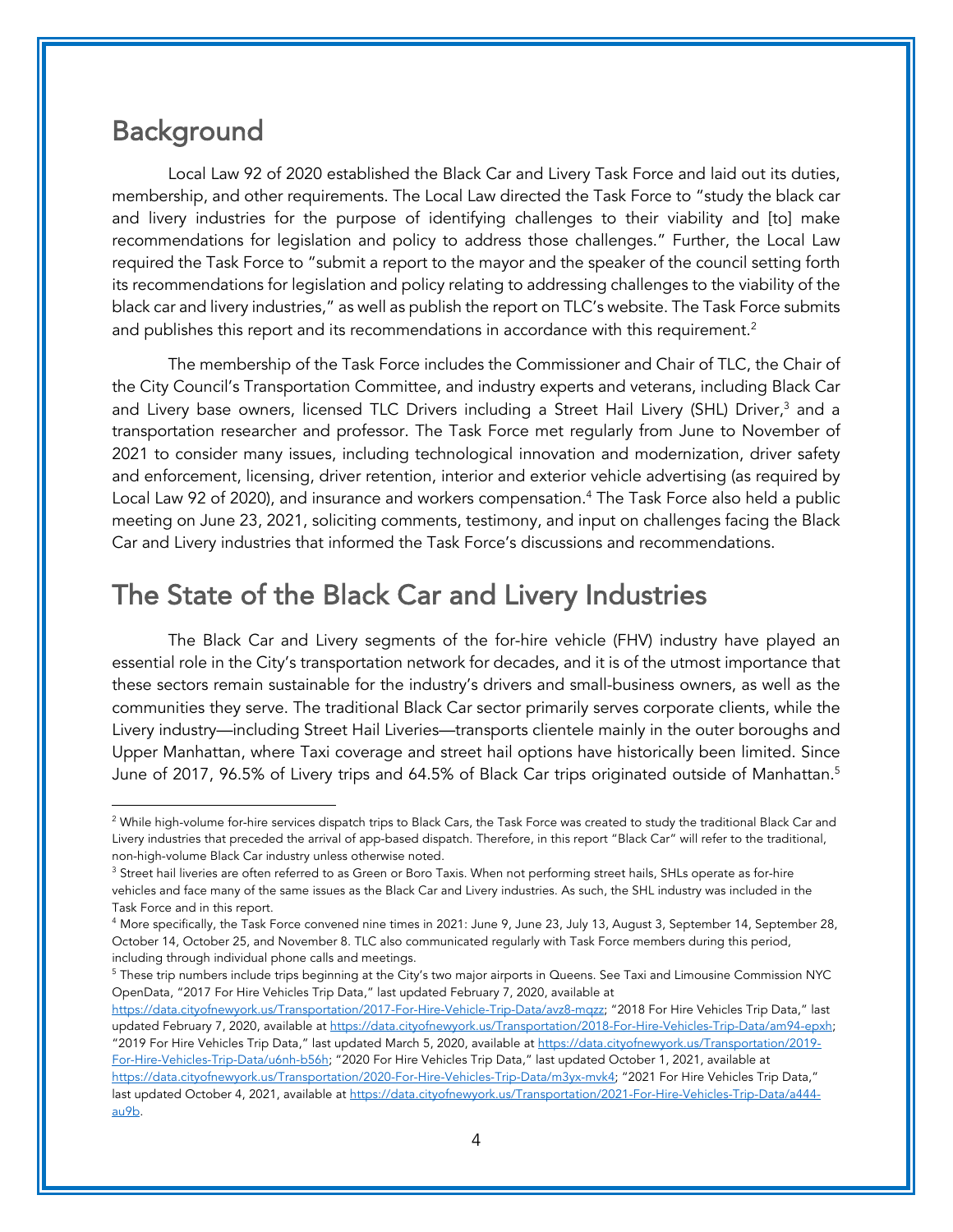## Background

Local Law 92 of 2020 established the Black Car and Livery Task Force and laid out its duties, membership, and other requirements. The Local Law directed the Task Force to "study the black car and livery industries for the purpose of identifying challenges to their viability and [to] make recommendations for legislation and policy to address those challenges." Further, the Local Law required the Task Force to "submit a report to the mayor and the speaker of the council setting forth its recommendations for legislation and policy relating to addressing challenges to the viability of the black car and livery industries," as well as publish the report on TLC's website. The Task Force submits and publishes this report and its recommendations in accordance with this requirement.[2]

The membership of the Task Force includes the Commissioner and Chair of TLC, the Chair of the City Council's Transportation Committee, and industry experts and veterans, including Black Car and Livery base owners, licensed TLC Drivers including a Street Hail Livery (SHL) Driver,[3] and a transportation researcher and professor. The Task Force met regularly from June to November of 2021 to consider many issues, including technological innovation and modernization, driver safety and enforcement, licensing, driver retention, interior and exterior vehicle advertising (as required by Local Law 92 of 2020), and insurance and workers compensation.[4] The Task Force also held a public meeting on June 23, 2021, soliciting comments, testimony, and input on challenges facing the Black Car and Livery industries that informed the Task Force's discussions and recommendations.

## The State of the Black Car and Livery Industries

The Black Car and Livery segments of the for-hire vehicle (FHV) industry have played an essential role in the City's transportation network for decades, and it is of the utmost importance that these sectors remain sustainable for the industry's drivers and small-business owners, as well as the communities they serve. The traditional Black Car sector primarily serves corporate clients, while the Livery industry—including Street Hail Liveries—transports clientele mainly in the outer boroughs and Upper Manhattan, where Taxi coverage and street hail options have historically been limited. Since June of 2017, 96.5% of Livery trips and 64.5% of Black Car trips originated outside of Manhattan.[5]

---

[2] While high-volume for-hire services dispatch trips to Black Cars, the Task Force was created to study the traditional Black Car and Livery industries that preceded the arrival of app-based dispatch. Therefore, in this report "Black Car" will refer to the traditional, non-high-volume Black Car industry unless otherwise noted.

[3] Street hail liveries are often referred to as Green or Boro Taxis. When not performing street hails, SHLs operate as for-hire vehicles and face many of the same issues as the Black Car and Livery industries. As such, the SHL industry was included in the Task Force and in this report.

[4] More specifically, the Task Force convened nine times in 2021: June 9, June 23, July 13, August 3, September 14, September 28, October 14, October 25, and November 8. TLC also communicated regularly with Task Force members during this period, including through individual phone calls and meetings.

[5] These trip numbers include trips beginning at the City's two major airports in Queens. See Taxi and Limousine Commission NYC OpenData, "2017 For Hire Vehicles Trip Data," last updated February 7, 2020, available at https://data.cityofnewyork.us/Transportation/2017-For-Hire-Vehicle-Trip-Data/avz8-mqzz; "2018 For Hire Vehicles Trip Data," last updated February 7, 2020, available at https://data.cityofnewyork.us/Transportation/2018-For-Hire-Vehicles-Trip-Data/am94-epxh; "2019 For Hire Vehicles Trip Data," last updated March 5, 2020, available at https://data.cityofnewyork.us/Transportation/2019-For-Hire-Vehicles-Trip-Data/u6nh-b56h; "2020 For Hire Vehicles Trip Data," last updated October 1, 2021, available at https://data.cityofnewyork.us/Transportation/2020-For-Hire-Vehicles-Trip-Data/m3yx-mvk4; "2021 For Hire Vehicles Trip Data," last updated October 4, 2021, available at https://data.cityofnewyork.us/Transportation/2021-For-Hire-Vehicles-Trip-Data/a444-au9b.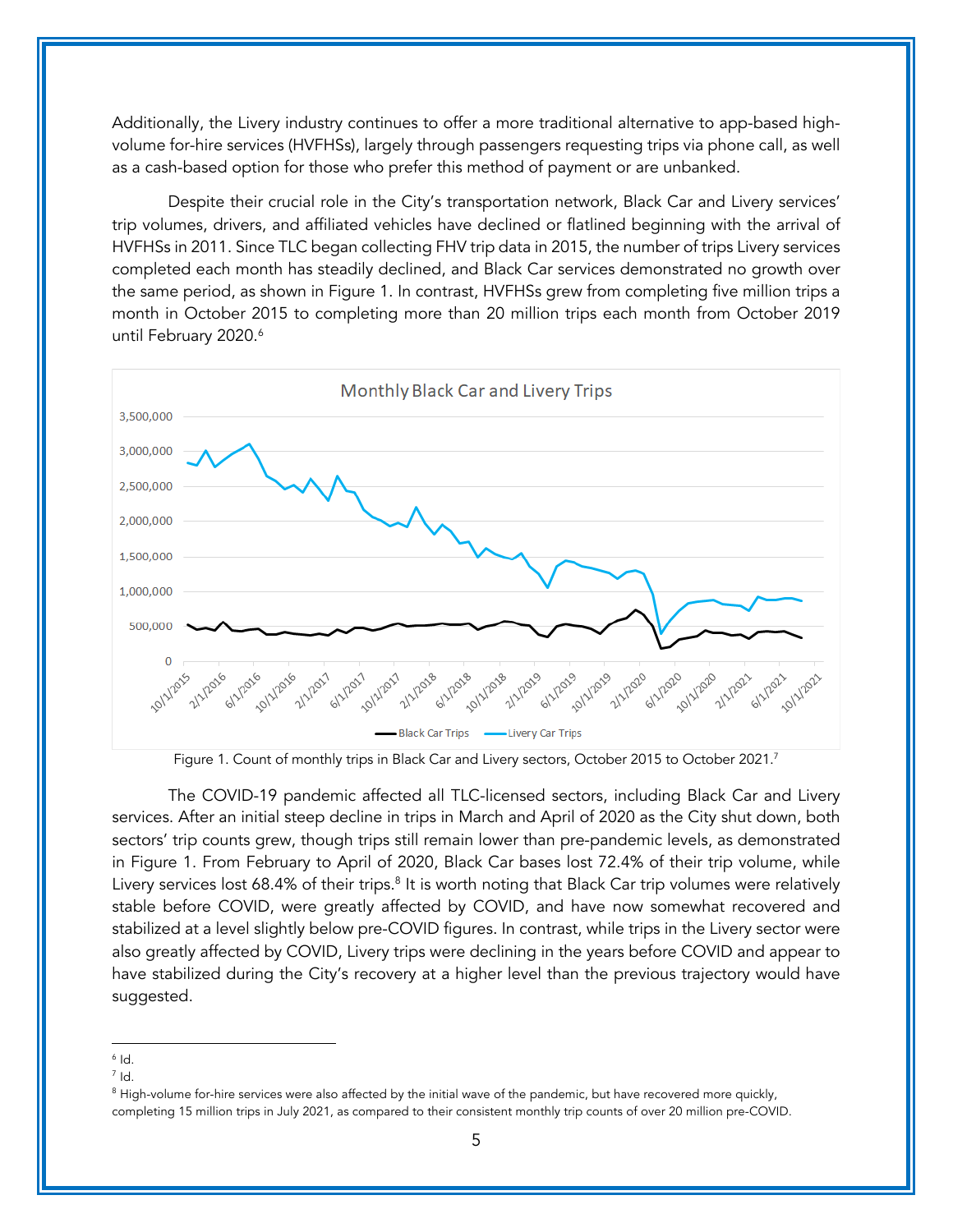Additionally, the Livery industry continues to offer a more traditional alternative to app-based high-volume for-hire services (HVFHSs), largely through passengers requesting trips via phone call, as well as a cash-based option for those who prefer this method of payment or are unbanked.

Despite their crucial role in the City's transportation network, Black Car and Livery services' trip volumes, drivers, and affiliated vehicles have declined or flatlined beginning with the arrival of HVFHSs in 2011. Since TLC began collecting FHV trip data in 2015, the number of trips Livery services completed each month has steadily declined, and Black Car services demonstrated no growth over the same period, as shown in Figure 1. In contrast, HVFHSs grew from completing five million trips a month in October 2015 to completing more than 20 million trips each month from October 2019 until February 2020.[6]

Figure 1. Count of monthly trips in Black Car and Livery sectors, October 2015 to October 2021.[7]

The COVID-19 pandemic affected all TLC-licensed sectors, including Black Car and Livery services. After an initial steep decline in trips in March and April of 2020 as the City shut down, both sectors' trip counts grew, though trips still remain lower than pre-pandemic levels, as demonstrated in Figure 1. From February to April of 2020, Black Car bases lost 72.4% of their trip volume, while Livery services lost 68.4% of their trips.[8] It is worth noting that Black Car trip volumes were relatively stable before COVID, were greatly affected by COVID, and have now somewhat recovered and stabilized at a level slightly below pre-COVID figures. In contrast, while trips in the Livery sector were also greatly affected by COVID, Livery trips were declining in the years before COVID and appear to have stabilized during the City's recovery at a higher level than the previous trajectory would have suggested.

---

[6] Id.

[7] Id.

[8] High-volume for-hire services were also affected by the initial wave of the pandemic, but have recovered more quickly, completing 15 million trips in July 2021, as compared to their consistent monthly trip counts of over 20 million pre-COVID.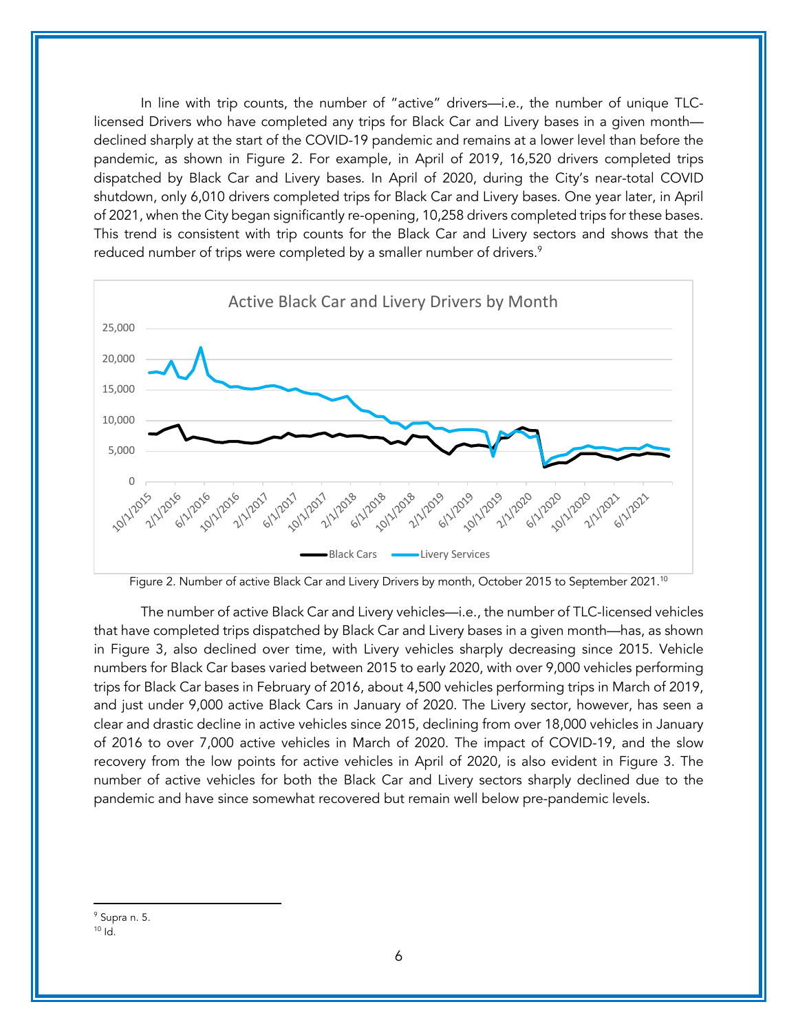In line with trip counts, the number of "active" drivers—i.e., the number of unique TLC-licensed Drivers who have completed any trips for Black Car and Livery bases in a given month—declined sharply at the start of the COVID-19 pandemic and remains at a lower level than before the pandemic, as shown in Figure 2. For example, in April of 2019, 16,520 drivers completed trips dispatched by Black Car and Livery bases. In April of 2020, during the City's near-total COVID shutdown, only 6,010 drivers completed trips for Black Car and Livery bases. One year later, in April of 2021, when the City began significantly re-opening, 10,258 drivers completed trips for these bases. This trend is consistent with trip counts for the Black Car and Livery sectors and shows that the reduced number of trips were completed by a smaller number of drivers.[9]

Figure 2. Number of active Black Car and Livery Drivers by month, October 2015 to September 2021.[10]

The number of active Black Car and Livery vehicles—i.e., the number of TLC-licensed vehicles that have completed trips dispatched by Black Car and Livery bases in a given month—has, as shown in Figure 3, also declined over time, with Livery vehicles sharply decreasing since 2015. Vehicle numbers for Black Car bases varied between 2015 to early 2020, with over 9,000 vehicles performing trips for Black Car bases in February of 2016, about 4,500 vehicles performing trips in March of 2019, and just under 9,000 active Black Cars in January of 2020. The Livery sector, however, has seen a clear and drastic decline in active vehicles since 2015, declining from over 18,000 vehicles in January of 2016 to over 7,000 active vehicles in March of 2020. The impact of COVID-19, and the slow recovery from the low points for active vehicles in April of 2020, is also evident in Figure 3. The number of active vehicles for both the Black Car and Livery sectors sharply declined due to the pandemic and have since somewhat recovered but remain well below pre-pandemic levels.

---

[9] Supra n. 5.

[10] Id.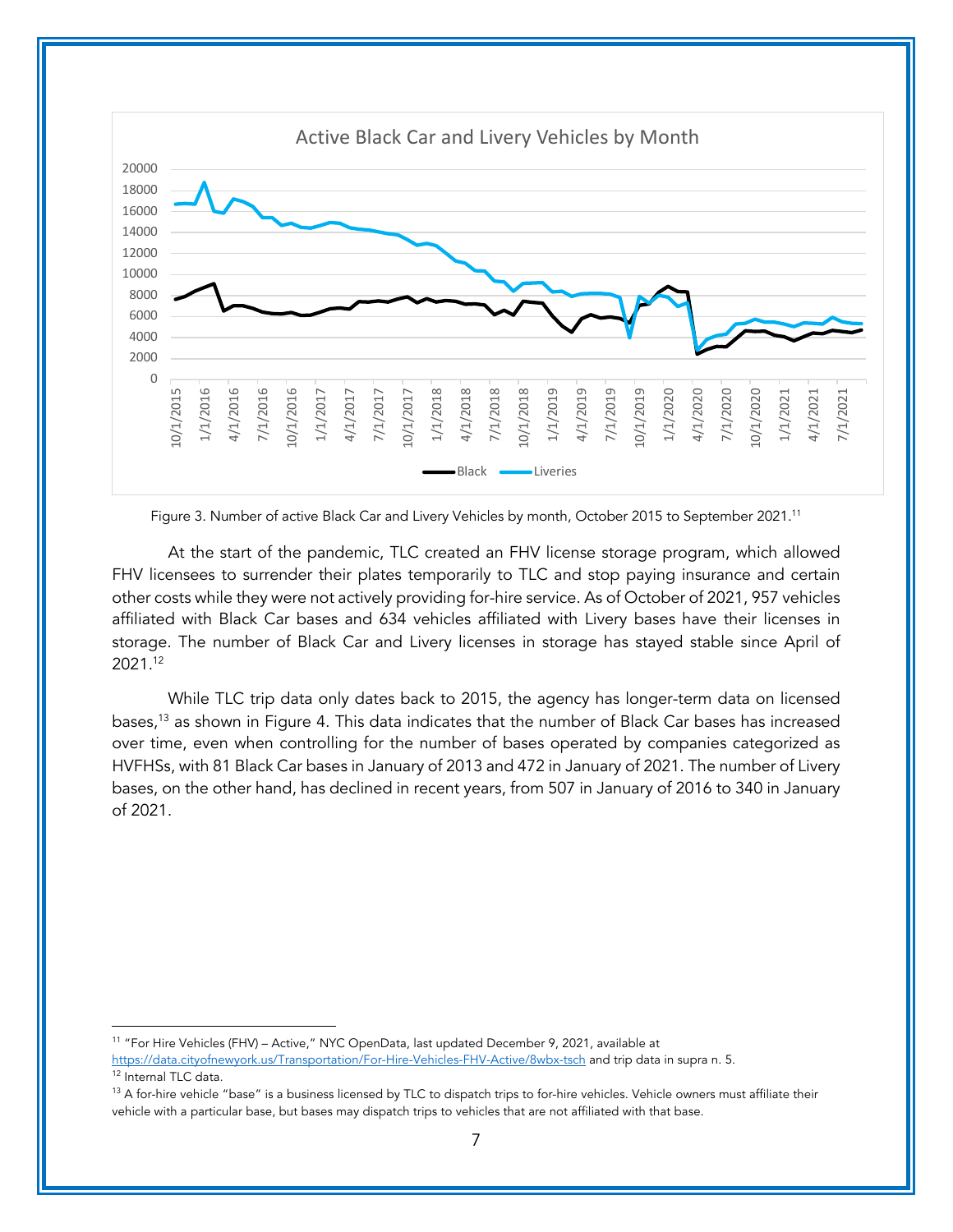Figure 3. Number of active Black Car and Livery Vehicles by month, October 2015 to September 2021.[11]

At the start of the pandemic, TLC created an FHV license storage program, which allowed FHV licensees to surrender their plates temporarily to TLC and stop paying insurance and certain other costs while they were not actively providing for-hire service. As of October of 2021, 957 vehicles affiliated with Black Car bases and 634 vehicles affiliated with Livery bases have their licenses in storage. The number of Black Car and Livery licenses in storage has stayed stable since April of 2021.[12]

While TLC trip data only dates back to 2015, the agency has longer-term data on licensed bases,[13] as shown in Figure 4. This data indicates that the number of Black Car bases has increased over time, even when controlling for the number of bases operated by companies categorized as HVFHSs, with 81 Black Car bases in January of 2013 and 472 in January of 2021. The number of Livery bases, on the other hand, has declined in recent years, from 507 in January of 2016 to 340 in January of 2021.

---

[11] "For Hire Vehicles (FHV) – Active," NYC OpenData, last updated December 9, 2021, available at https://data.cityofnewyork.us/Transportation/For-Hire-Vehicles-FHV-Active/8wbx-tsch and trip data in supra n. 5.

[12] Internal TLC data.

[13] A for-hire vehicle "base" is a business licensed by TLC to dispatch trips to for-hire vehicles. Vehicle owners must affiliate their vehicle with a particular base, but bases may dispatch trips to vehicles that are not affiliated with that base.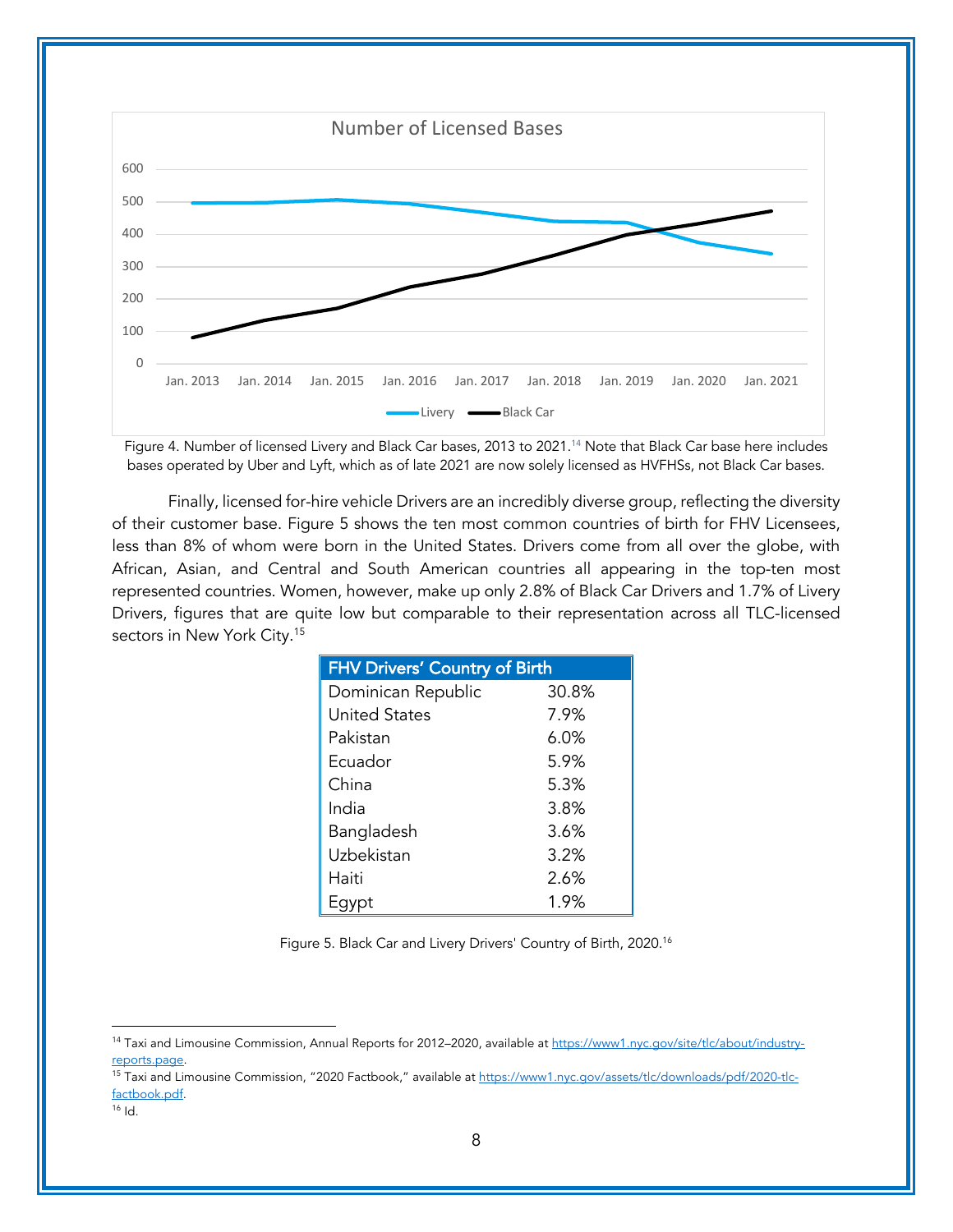Figure 4. Number of licensed Livery and Black Car bases, 2013 to 2021.[14] Note that Black Car base here includes bases operated by Uber and Lyft, which as of late 2021 are now solely licensed as HVFHSs, not Black Car bases.

Finally, licensed for-hire vehicle Drivers are an incredibly diverse group, reflecting the diversity of their customer base. Figure 5 shows the ten most common countries of birth for FHV Licensees, less than 8% of whom were born in the United States. Drivers come from all over the globe, with African, Asian, and Central and South American countries all appearing in the top-ten most represented countries. Women, however, make up only 2.8% of Black Car Drivers and 1.7% of Livery Drivers, figures that are quite low but comparable to their representation across all TLC-licensed sectors in New York City.[15]

| FHV Drivers' Country of Birth | |
|---|---|
| Dominican Republic | 30.8% |
| United States | 7.9% |
| Pakistan | 6.0% |
| Ecuador | 5.9% |
| China | 5.3% |
| India | 3.8% |
| Bangladesh | 3.6% |
| Uzbekistan | 3.2% |
| Haiti | 2.6% |
| Egypt | 1.9% |

Figure 5. Black Car and Livery Drivers' Country of Birth, 2020.[16]

---

[14] Taxi and Limousine Commission, Annual Reports for 2012–2020, available at https://www1.nyc.gov/site/tlc/about/industry-reports.page.

[15] Taxi and Limousine Commission, "2020 Factbook," available at https://www1.nyc.gov/assets/tlc/downloads/pdf/2020-tlc-factbook.pdf.

[16] Id.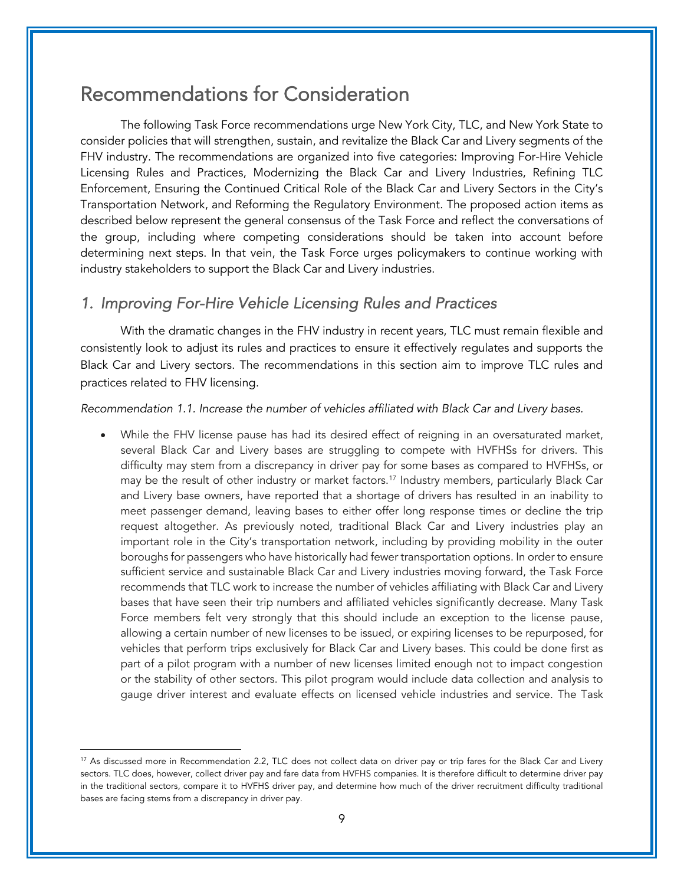## Recommendations for Consideration

The following Task Force recommendations urge New York City, TLC, and New York State to consider policies that will strengthen, sustain, and revitalize the Black Car and Livery segments of the FHV industry. The recommendations are organized into five categories: Improving For-Hire Vehicle Licensing Rules and Practices, Modernizing the Black Car and Livery Industries, Refining TLC Enforcement, Ensuring the Continued Critical Role of the Black Car and Livery Sectors in the City's Transportation Network, and Reforming the Regulatory Environment. The proposed action items as described below represent the general consensus of the Task Force and reflect the conversations of the group, including where competing considerations should be taken into account before determining next steps. In that vein, the Task Force urges policymakers to continue working with industry stakeholders to support the Black Car and Livery industries.

### *1. Improving For-Hire Vehicle Licensing Rules and Practices*

With the dramatic changes in the FHV industry in recent years, TLC must remain flexible and consistently look to adjust its rules and practices to ensure it effectively regulates and supports the Black Car and Livery sectors. The recommendations in this section aim to improve TLC rules and practices related to FHV licensing.

*Recommendation 1.1. Increase the number of vehicles affiliated with Black Car and Livery bases.*

- While the FHV license pause has had its desired effect of reigning in an oversaturated market, several Black Car and Livery bases are struggling to compete with HVFHSs for drivers. This difficulty may stem from a discrepancy in driver pay for some bases as compared to HVFHSs, or may be the result of other industry or market factors.[17] Industry members, particularly Black Car and Livery base owners, have reported that a shortage of drivers has resulted in an inability to meet passenger demand, leaving bases to either offer long response times or decline the trip request altogether. As previously noted, traditional Black Car and Livery industries play an important role in the City's transportation network, including by providing mobility in the outer boroughs for passengers who have historically had fewer transportation options. In order to ensure sufficient service and sustainable Black Car and Livery industries moving forward, the Task Force recommends that TLC work to increase the number of vehicles affiliating with Black Car and Livery bases that have seen their trip numbers and affiliated vehicles significantly decrease. Many Task Force members felt very strongly that this should include an exception to the license pause, allowing a certain number of new licenses to be issued, or expiring licenses to be repurposed, for vehicles that perform trips exclusively for Black Car and Livery bases. This could be done first as part of a pilot program with a number of new licenses limited enough not to impact congestion or the stability of other sectors. This pilot program would include data collection and analysis to gauge driver interest and evaluate effects on licensed vehicle industries and service. The Task

---

[17] As discussed more in Recommendation 2.2, TLC does not collect data on driver pay or trip fares for the Black Car and Livery sectors. TLC does, however, collect driver pay and fare data from HVFHS companies. It is therefore difficult to determine driver pay in the traditional sectors, compare it to HVFHS driver pay, and determine how much of the driver recruitment difficulty traditional bases are facing stems from a discrepancy in driver pay.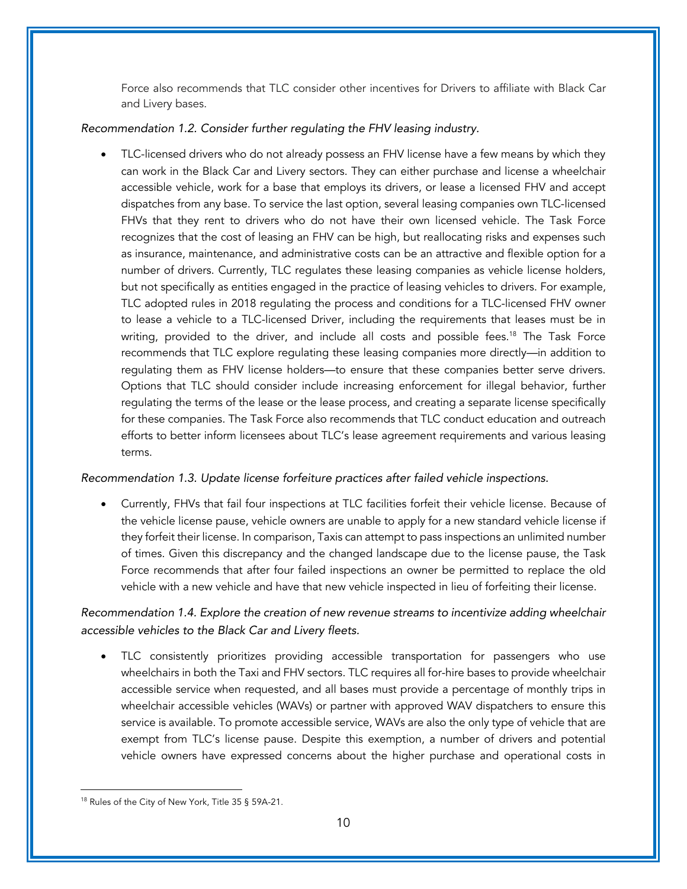Force also recommends that TLC consider other incentives for Drivers to affiliate with Black Car and Livery bases.

*Recommendation 1.2. Consider further regulating the FHV leasing industry.*

- TLC-licensed drivers who do not already possess an FHV license have a few means by which they can work in the Black Car and Livery sectors. They can either purchase and license a wheelchair accessible vehicle, work for a base that employs its drivers, or lease a licensed FHV and accept dispatches from any base. To service the last option, several leasing companies own TLC-licensed FHVs that they rent to drivers who do not have their own licensed vehicle. The Task Force recognizes that the cost of leasing an FHV can be high, but reallocating risks and expenses such as insurance, maintenance, and administrative costs can be an attractive and flexible option for a number of drivers. Currently, TLC regulates these leasing companies as vehicle license holders, but not specifically as entities engaged in the practice of leasing vehicles to drivers. For example, TLC adopted rules in 2018 regulating the process and conditions for a TLC-licensed FHV owner to lease a vehicle to a TLC-licensed Driver, including the requirements that leases must be in writing, provided to the driver, and include all costs and possible fees.[18] The Task Force recommends that TLC explore regulating these leasing companies more directly—in addition to regulating them as FHV license holders—to ensure that these companies better serve drivers. Options that TLC should consider include increasing enforcement for illegal behavior, further regulating the terms of the lease or the lease process, and creating a separate license specifically for these companies. The Task Force also recommends that TLC conduct education and outreach efforts to better inform licensees about TLC's lease agreement requirements and various leasing terms.

*Recommendation 1.3. Update license forfeiture practices after failed vehicle inspections.*

- Currently, FHVs that fail four inspections at TLC facilities forfeit their vehicle license. Because of the vehicle license pause, vehicle owners are unable to apply for a new standard vehicle license if they forfeit their license. In comparison, Taxis can attempt to pass inspections an unlimited number of times. Given this discrepancy and the changed landscape due to the license pause, the Task Force recommends that after four failed inspections an owner be permitted to replace the old vehicle with a new vehicle and have that new vehicle inspected in lieu of forfeiting their license.

*Recommendation 1.4. Explore the creation of new revenue streams to incentivize adding wheelchair accessible vehicles to the Black Car and Livery fleets.*

- TLC consistently prioritizes providing accessible transportation for passengers who use wheelchairs in both the Taxi and FHV sectors. TLC requires all for-hire bases to provide wheelchair accessible service when requested, and all bases must provide a percentage of monthly trips in wheelchair accessible vehicles (WAVs) or partner with approved WAV dispatchers to ensure this service is available. To promote accessible service, WAVs are also the only type of vehicle that are exempt from TLC's license pause. Despite this exemption, a number of drivers and potential vehicle owners have expressed concerns about the higher purchase and operational costs in

[18] Rules of the City of New York, Title 35 § 59A-21.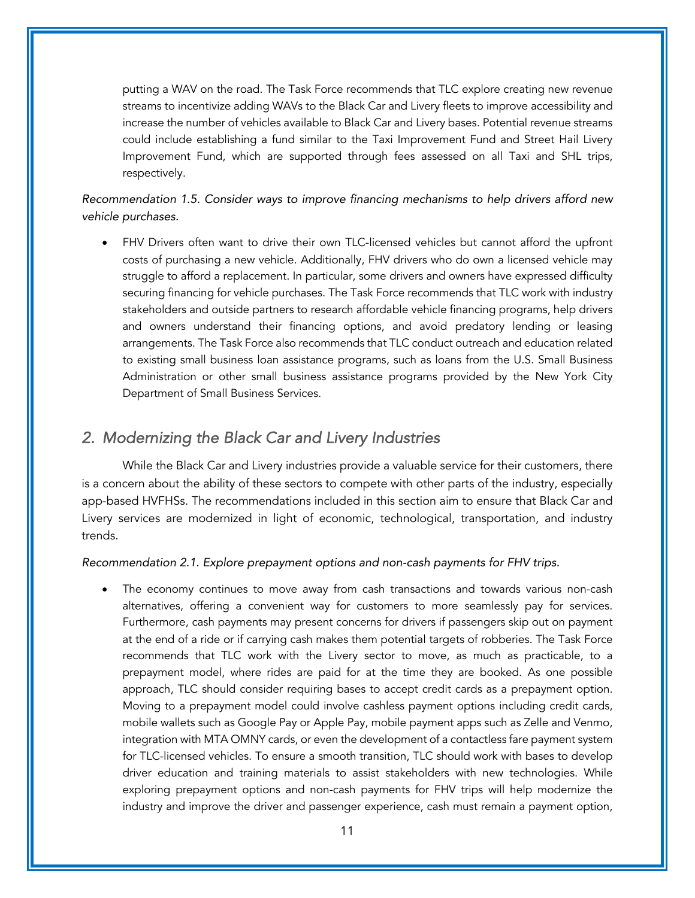putting a WAV on the road. The Task Force recommends that TLC explore creating new revenue streams to incentivize adding WAVs to the Black Car and Livery fleets to improve accessibility and increase the number of vehicles available to Black Car and Livery bases. Potential revenue streams could include establishing a fund similar to the Taxi Improvement Fund and Street Hail Livery Improvement Fund, which are supported through fees assessed on all Taxi and SHL trips, respectively.

*Recommendation 1.5. Consider ways to improve financing mechanisms to help drivers afford new vehicle purchases.*

- FHV Drivers often want to drive their own TLC-licensed vehicles but cannot afford the upfront costs of purchasing a new vehicle. Additionally, FHV drivers who do own a licensed vehicle may struggle to afford a replacement. In particular, some drivers and owners have expressed difficulty securing financing for vehicle purchases. The Task Force recommends that TLC work with industry stakeholders and outside partners to research affordable vehicle financing programs, help drivers and owners understand their financing options, and avoid predatory lending or leasing arrangements. The Task Force also recommends that TLC conduct outreach and education related to existing small business loan assistance programs, such as loans from the U.S. Small Business Administration or other small business assistance programs provided by the New York City Department of Small Business Services.

## 2. Modernizing the Black Car and Livery Industries

While the Black Car and Livery industries provide a valuable service for their customers, there is a concern about the ability of these sectors to compete with other parts of the industry, especially app-based HVFHSs. The recommendations included in this section aim to ensure that Black Car and Livery services are modernized in light of economic, technological, transportation, and industry trends.

*Recommendation 2.1. Explore prepayment options and non-cash payments for FHV trips.*

- The economy continues to move away from cash transactions and towards various non-cash alternatives, offering a convenient way for customers to more seamlessly pay for services. Furthermore, cash payments may present concerns for drivers if passengers skip out on payment at the end of a ride or if carrying cash makes them potential targets of robberies. The Task Force recommends that TLC work with the Livery sector to move, as much as practicable, to a prepayment model, where rides are paid for at the time they are booked. As one possible approach, TLC should consider requiring bases to accept credit cards as a prepayment option. Moving to a prepayment model could involve cashless payment options including credit cards, mobile wallets such as Google Pay or Apple Pay, mobile payment apps such as Zelle and Venmo, integration with MTA OMNY cards, or even the development of a contactless fare payment system for TLC-licensed vehicles. To ensure a smooth transition, TLC should work with bases to develop driver education and training materials to assist stakeholders with new technologies. While exploring prepayment options and non-cash payments for FHV trips will help modernize the industry and improve the driver and passenger experience, cash must remain a payment option,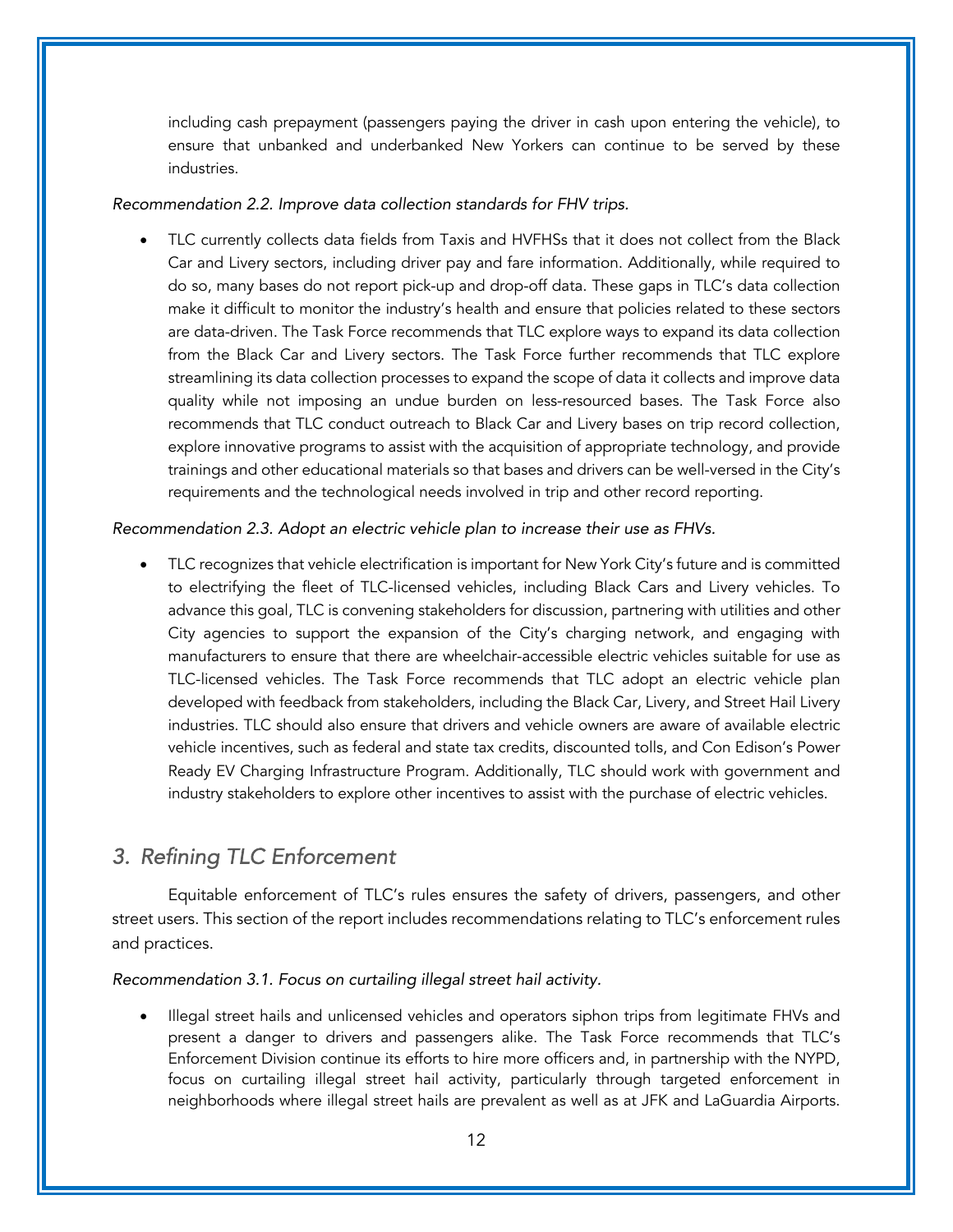including cash prepayment (passengers paying the driver in cash upon entering the vehicle), to ensure that unbanked and underbanked New Yorkers can continue to be served by these industries.

*Recommendation 2.2. Improve data collection standards for FHV trips.*

- TLC currently collects data fields from Taxis and HVFHSs that it does not collect from the Black Car and Livery sectors, including driver pay and fare information. Additionally, while required to do so, many bases do not report pick-up and drop-off data. These gaps in TLC's data collection make it difficult to monitor the industry's health and ensure that policies related to these sectors are data-driven. The Task Force recommends that TLC explore ways to expand its data collection from the Black Car and Livery sectors. The Task Force further recommends that TLC explore streamlining its data collection processes to expand the scope of data it collects and improve data quality while not imposing an undue burden on less-resourced bases. The Task Force also recommends that TLC conduct outreach to Black Car and Livery bases on trip record collection, explore innovative programs to assist with the acquisition of appropriate technology, and provide trainings and other educational materials so that bases and drivers can be well-versed in the City's requirements and the technological needs involved in trip and other record reporting.

*Recommendation 2.3. Adopt an electric vehicle plan to increase their use as FHVs.*

- TLC recognizes that vehicle electrification is important for New York City's future and is committed to electrifying the fleet of TLC-licensed vehicles, including Black Cars and Livery vehicles. To advance this goal, TLC is convening stakeholders for discussion, partnering with utilities and other City agencies to support the expansion of the City's charging network, and engaging with manufacturers to ensure that there are wheelchair-accessible electric vehicles suitable for use as TLC-licensed vehicles. The Task Force recommends that TLC adopt an electric vehicle plan developed with feedback from stakeholders, including the Black Car, Livery, and Street Hail Livery industries. TLC should also ensure that drivers and vehicle owners are aware of available electric vehicle incentives, such as federal and state tax credits, discounted tolls, and Con Edison's Power Ready EV Charging Infrastructure Program. Additionally, TLC should work with government and industry stakeholders to explore other incentives to assist with the purchase of electric vehicles.

## *3. Refining TLC Enforcement*

Equitable enforcement of TLC's rules ensures the safety of drivers, passengers, and other street users. This section of the report includes recommendations relating to TLC's enforcement rules and practices.

*Recommendation 3.1. Focus on curtailing illegal street hail activity.*

- Illegal street hails and unlicensed vehicles and operators siphon trips from legitimate FHVs and present a danger to drivers and passengers alike. The Task Force recommends that TLC's Enforcement Division continue its efforts to hire more officers and, in partnership with the NYPD, focus on curtailing illegal street hail activity, particularly through targeted enforcement in neighborhoods where illegal street hails are prevalent as well as at JFK and LaGuardia Airports.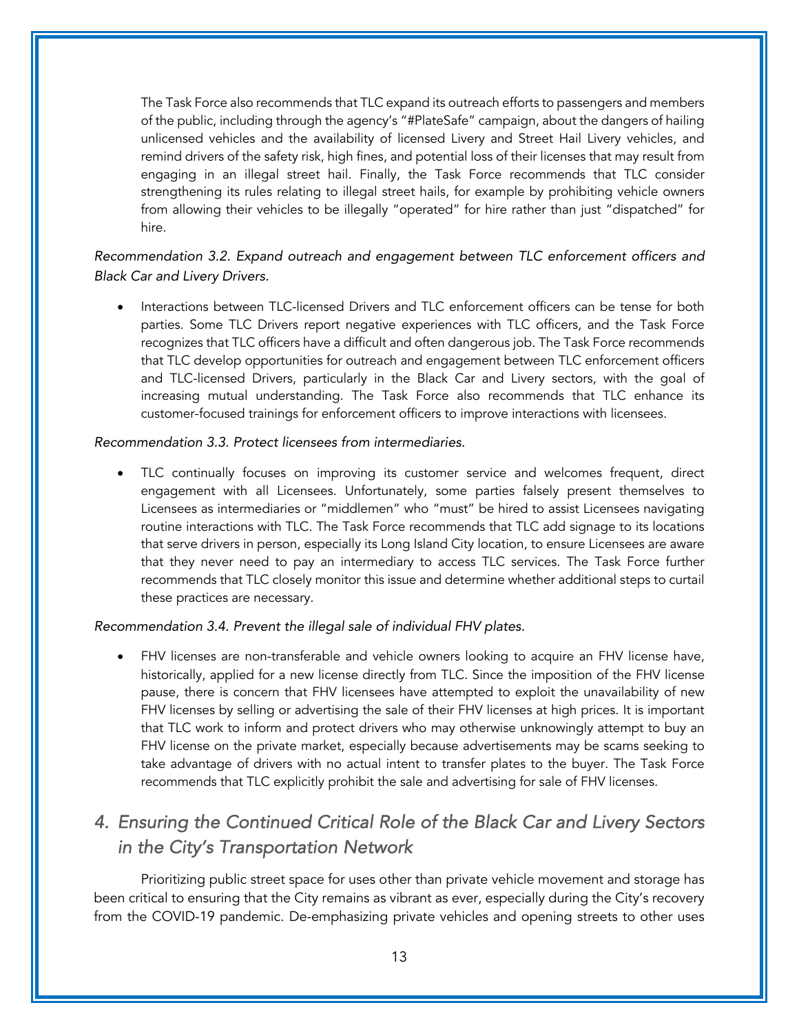The Task Force also recommends that TLC expand its outreach efforts to passengers and members of the public, including through the agency's "#PlateSafe" campaign, about the dangers of hailing unlicensed vehicles and the availability of licensed Livery and Street Hail Livery vehicles, and remind drivers of the safety risk, high fines, and potential loss of their licenses that may result from engaging in an illegal street hail. Finally, the Task Force recommends that TLC consider strengthening its rules relating to illegal street hails, for example by prohibiting vehicle owners from allowing their vehicles to be illegally "operated" for hire rather than just "dispatched" for hire.

*Recommendation 3.2. Expand outreach and engagement between TLC enforcement officers and Black Car and Livery Drivers.*

- Interactions between TLC-licensed Drivers and TLC enforcement officers can be tense for both parties. Some TLC Drivers report negative experiences with TLC officers, and the Task Force recognizes that TLC officers have a difficult and often dangerous job. The Task Force recommends that TLC develop opportunities for outreach and engagement between TLC enforcement officers and TLC-licensed Drivers, particularly in the Black Car and Livery sectors, with the goal of increasing mutual understanding. The Task Force also recommends that TLC enhance its customer-focused trainings for enforcement officers to improve interactions with licensees.

*Recommendation 3.3. Protect licensees from intermediaries.*

- TLC continually focuses on improving its customer service and welcomes frequent, direct engagement with all Licensees. Unfortunately, some parties falsely present themselves to Licensees as intermediaries or "middlemen" who "must" be hired to assist Licensees navigating routine interactions with TLC. The Task Force recommends that TLC add signage to its locations that serve drivers in person, especially its Long Island City location, to ensure Licensees are aware that they never need to pay an intermediary to access TLC services. The Task Force further recommends that TLC closely monitor this issue and determine whether additional steps to curtail these practices are necessary.

*Recommendation 3.4. Prevent the illegal sale of individual FHV plates.*

- FHV licenses are non-transferable and vehicle owners looking to acquire an FHV license have, historically, applied for a new license directly from TLC. Since the imposition of the FHV license pause, there is concern that FHV licensees have attempted to exploit the unavailability of new FHV licenses by selling or advertising the sale of their FHV licenses at high prices. It is important that TLC work to inform and protect drivers who may otherwise unknowingly attempt to buy an FHV license on the private market, especially because advertisements may be scams seeking to take advantage of drivers with no actual intent to transfer plates to the buyer. The Task Force recommends that TLC explicitly prohibit the sale and advertising for sale of FHV licenses.

## *4. Ensuring the Continued Critical Role of the Black Car and Livery Sectors in the City's Transportation Network*

Prioritizing public street space for uses other than private vehicle movement and storage has been critical to ensuring that the City remains as vibrant as ever, especially during the City's recovery from the COVID-19 pandemic. De-emphasizing private vehicles and opening streets to other uses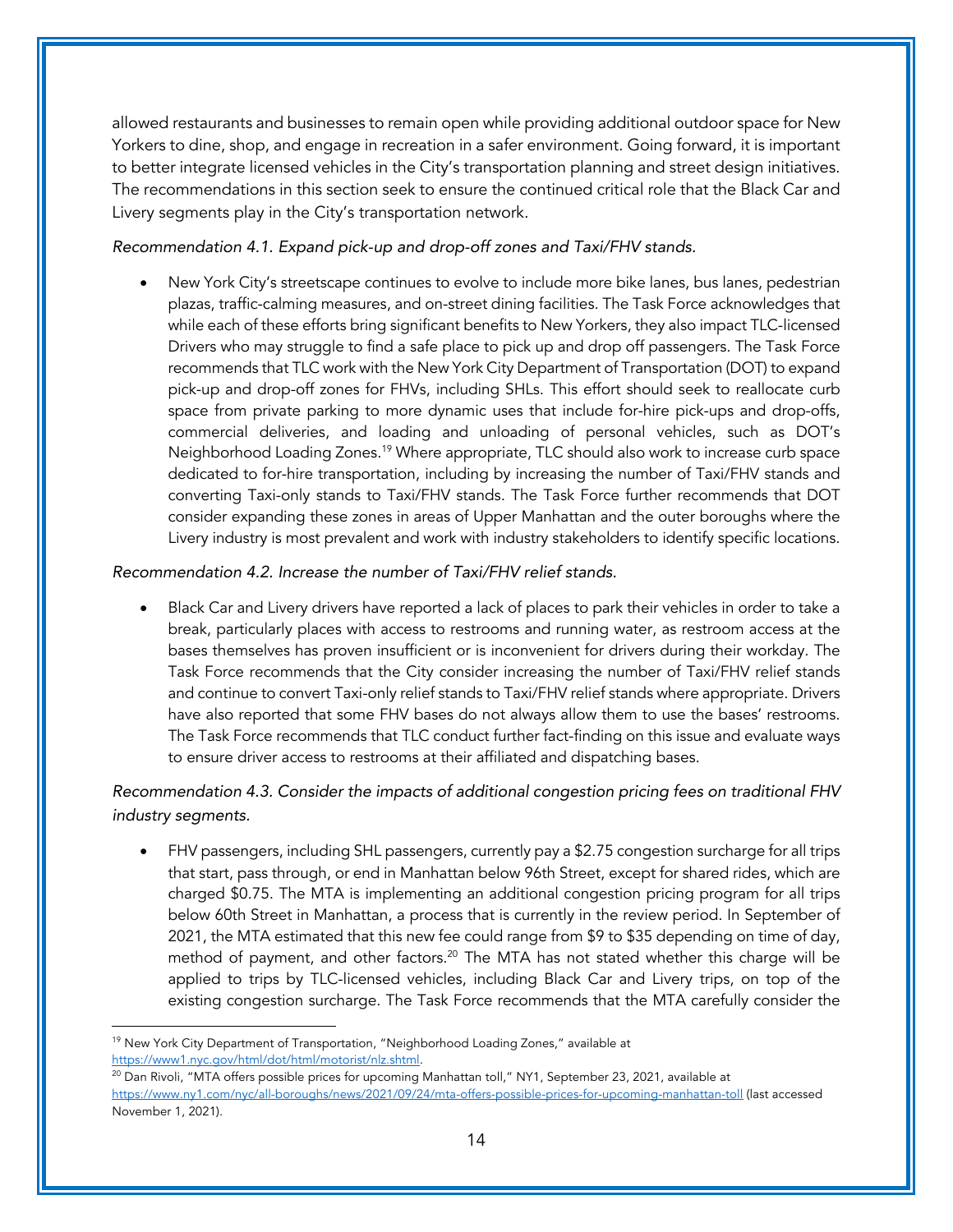allowed restaurants and businesses to remain open while providing additional outdoor space for New Yorkers to dine, shop, and engage in recreation in a safer environment. Going forward, it is important to better integrate licensed vehicles in the City's transportation planning and street design initiatives. The recommendations in this section seek to ensure the continued critical role that the Black Car and Livery segments play in the City's transportation network.

*Recommendation 4.1. Expand pick-up and drop-off zones and Taxi/FHV stands.*

- New York City's streetscape continues to evolve to include more bike lanes, bus lanes, pedestrian plazas, traffic-calming measures, and on-street dining facilities. The Task Force acknowledges that while each of these efforts bring significant benefits to New Yorkers, they also impact TLC-licensed Drivers who may struggle to find a safe place to pick up and drop off passengers. The Task Force recommends that TLC work with the New York City Department of Transportation (DOT) to expand pick-up and drop-off zones for FHVs, including SHLs. This effort should seek to reallocate curb space from private parking to more dynamic uses that include for-hire pick-ups and drop-offs, commercial deliveries, and loading and unloading of personal vehicles, such as DOT's Neighborhood Loading Zones.[19] Where appropriate, TLC should also work to increase curb space dedicated to for-hire transportation, including by increasing the number of Taxi/FHV stands and converting Taxi-only stands to Taxi/FHV stands. The Task Force further recommends that DOT consider expanding these zones in areas of Upper Manhattan and the outer boroughs where the Livery industry is most prevalent and work with industry stakeholders to identify specific locations.

*Recommendation 4.2. Increase the number of Taxi/FHV relief stands.*

- Black Car and Livery drivers have reported a lack of places to park their vehicles in order to take a break, particularly places with access to restrooms and running water, as restroom access at the bases themselves has proven insufficient or is inconvenient for drivers during their workday. The Task Force recommends that the City consider increasing the number of Taxi/FHV relief stands and continue to convert Taxi-only relief stands to Taxi/FHV relief stands where appropriate. Drivers have also reported that some FHV bases do not always allow them to use the bases' restrooms. The Task Force recommends that TLC conduct further fact-finding on this issue and evaluate ways to ensure driver access to restrooms at their affiliated and dispatching bases.

*Recommendation 4.3. Consider the impacts of additional congestion pricing fees on traditional FHV industry segments.*

- FHV passengers, including SHL passengers, currently pay a $2.75 congestion surcharge for all trips that start, pass through, or end in Manhattan below 96th Street, except for shared rides, which are charged $0.75. The MTA is implementing an additional congestion pricing program for all trips below 60th Street in Manhattan, a process that is currently in the review period. In September of 2021, the MTA estimated that this new fee could range from $9 to $35 depending on time of day, method of payment, and other factors.[20] The MTA has not stated whether this charge will be applied to trips by TLC-licensed vehicles, including Black Car and Livery trips, on top of the existing congestion surcharge. The Task Force recommends that the MTA carefully consider the

---

[19] New York City Department of Transportation, "Neighborhood Loading Zones," available at https://www1.nyc.gov/html/dot/html/motorist/nlz.shtml.

[20] Dan Rivoli, "MTA offers possible prices for upcoming Manhattan toll," NY1, September 23, 2021, available at https://www.ny1.com/nyc/all-boroughs/news/2021/09/24/mta-offers-possible-prices-for-upcoming-manhattan-toll (last accessed November 1, 2021).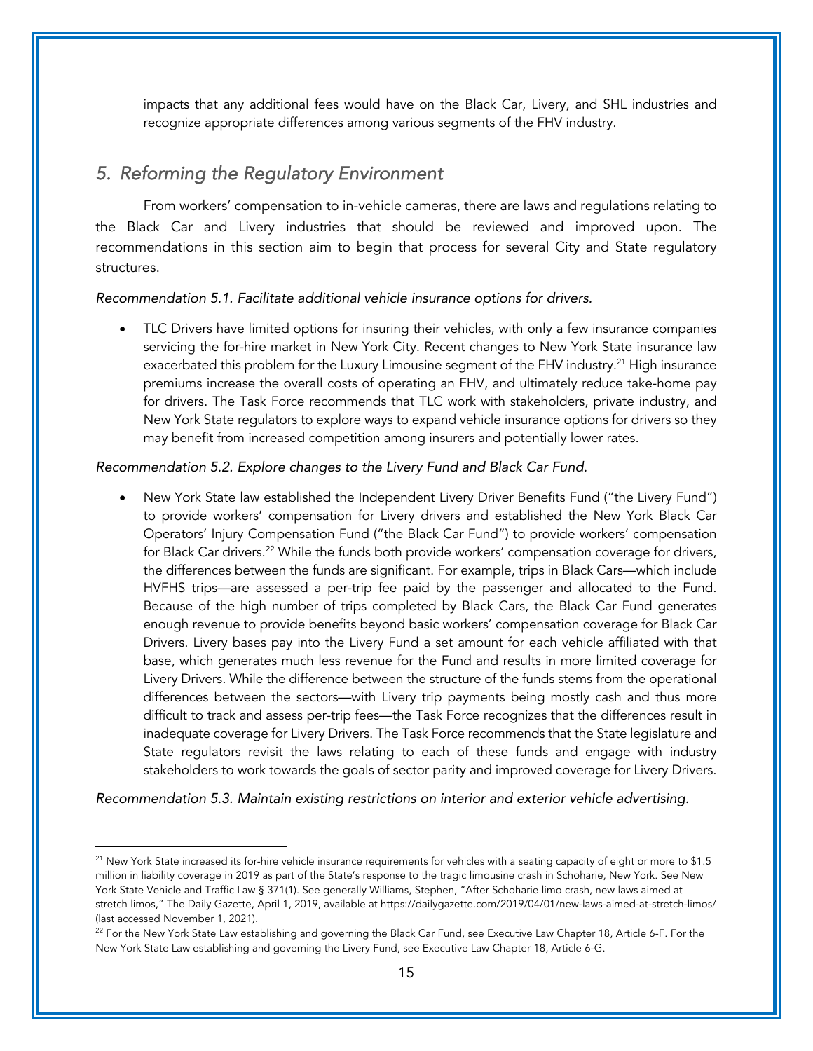impacts that any additional fees would have on the Black Car, Livery, and SHL industries and recognize appropriate differences among various segments of the FHV industry.

## *5. Reforming the Regulatory Environment*

From workers' compensation to in-vehicle cameras, there are laws and regulations relating to the Black Car and Livery industries that should be reviewed and improved upon. The recommendations in this section aim to begin that process for several City and State regulatory structures.

*Recommendation 5.1. Facilitate additional vehicle insurance options for drivers.*

- TLC Drivers have limited options for insuring their vehicles, with only a few insurance companies servicing the for-hire market in New York City. Recent changes to New York State insurance law exacerbated this problem for the Luxury Limousine segment of the FHV industry.[21] High insurance premiums increase the overall costs of operating an FHV, and ultimately reduce take-home pay for drivers. The Task Force recommends that TLC work with stakeholders, private industry, and New York State regulators to explore ways to expand vehicle insurance options for drivers so they may benefit from increased competition among insurers and potentially lower rates.

*Recommendation 5.2. Explore changes to the Livery Fund and Black Car Fund.*

- New York State law established the Independent Livery Driver Benefits Fund ("the Livery Fund") to provide workers' compensation for Livery drivers and established the New York Black Car Operators' Injury Compensation Fund ("the Black Car Fund") to provide workers' compensation for Black Car drivers.[22] While the funds both provide workers' compensation coverage for drivers, the differences between the funds are significant. For example, trips in Black Cars—which include HVFHS trips—are assessed a per-trip fee paid by the passenger and allocated to the Fund. Because of the high number of trips completed by Black Cars, the Black Car Fund generates enough revenue to provide benefits beyond basic workers' compensation coverage for Black Car Drivers. Livery bases pay into the Livery Fund a set amount for each vehicle affiliated with that base, which generates much less revenue for the Fund and results in more limited coverage for Livery Drivers. While the difference between the structure of the funds stems from the operational differences between the sectors—with Livery trip payments being mostly cash and thus more difficult to track and assess per-trip fees—the Task Force recognizes that the differences result in inadequate coverage for Livery Drivers. The Task Force recommends that the State legislature and State regulators revisit the laws relating to each of these funds and engage with industry stakeholders to work towards the goals of sector parity and improved coverage for Livery Drivers.

*Recommendation 5.3. Maintain existing restrictions on interior and exterior vehicle advertising.*

---

[21] New York State increased its for-hire vehicle insurance requirements for vehicles with a seating capacity of eight or more to $1.5 million in liability coverage in 2019 as part of the State's response to the tragic limousine crash in Schoharie, New York. See New York State Vehicle and Traffic Law § 371(1). See generally Williams, Stephen, "After Schoharie limo crash, new laws aimed at stretch limos," The Daily Gazette, April 1, 2019, available at https://dailygazette.com/2019/04/01/new-laws-aimed-at-stretch-limos/ (last accessed November 1, 2021).

[22] For the New York State Law establishing and governing the Black Car Fund, see Executive Law Chapter 18, Article 6-F. For the New York State Law establishing and governing the Livery Fund, see Executive Law Chapter 18, Article 6-G.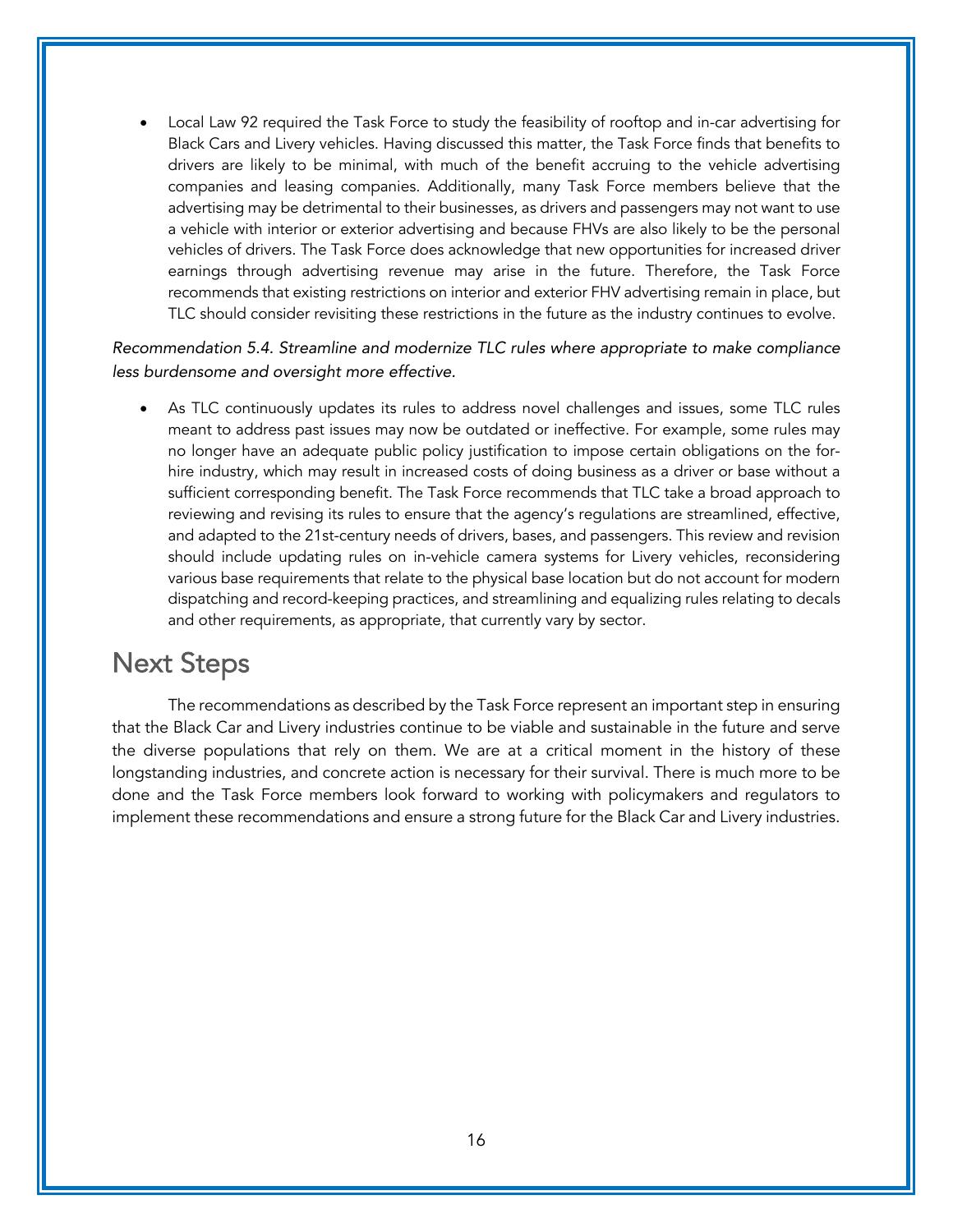- Local Law 92 required the Task Force to study the feasibility of rooftop and in-car advertising for Black Cars and Livery vehicles. Having discussed this matter, the Task Force finds that benefits to drivers are likely to be minimal, with much of the benefit accruing to the vehicle advertising companies and leasing companies. Additionally, many Task Force members believe that the advertising may be detrimental to their businesses, as drivers and passengers may not want to use a vehicle with interior or exterior advertising and because FHVs are also likely to be the personal vehicles of drivers. The Task Force does acknowledge that new opportunities for increased driver earnings through advertising revenue may arise in the future. Therefore, the Task Force recommends that existing restrictions on interior and exterior FHV advertising remain in place, but TLC should consider revisiting these restrictions in the future as the industry continues to evolve.

*Recommendation 5.4. Streamline and modernize TLC rules where appropriate to make compliance less burdensome and oversight more effective.*

- As TLC continuously updates its rules to address novel challenges and issues, some TLC rules meant to address past issues may now be outdated or ineffective. For example, some rules may no longer have an adequate public policy justification to impose certain obligations on the for-hire industry, which may result in increased costs of doing business as a driver or base without a sufficient corresponding benefit. The Task Force recommends that TLC take a broad approach to reviewing and revising its rules to ensure that the agency's regulations are streamlined, effective, and adapted to the 21st-century needs of drivers, bases, and passengers. This review and revision should include updating rules on in-vehicle camera systems for Livery vehicles, reconsidering various base requirements that relate to the physical base location but do not account for modern dispatching and record-keeping practices, and streamlining and equalizing rules relating to decals and other requirements, as appropriate, that currently vary by sector.

## Next Steps

The recommendations as described by the Task Force represent an important step in ensuring that the Black Car and Livery industries continue to be viable and sustainable in the future and serve the diverse populations that rely on them. We are at a critical moment in the history of these longstanding industries, and concrete action is necessary for their survival. There is much more to be done and the Task Force members look forward to working with policymakers and regulators to implement these recommendations and ensure a strong future for the Black Car and Livery industries.